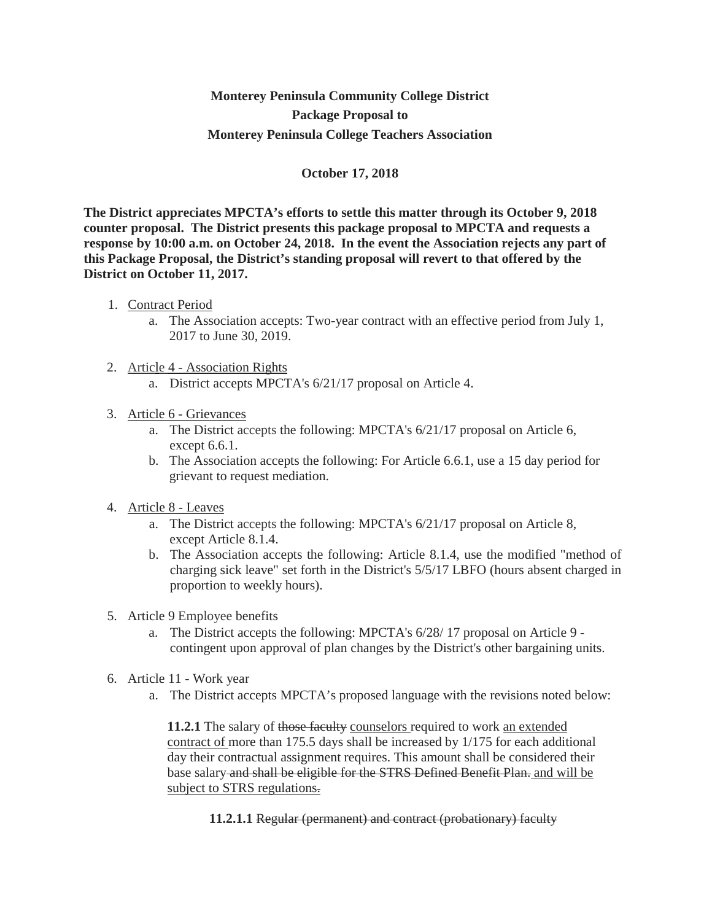**Monterey Peninsula Community College District**
**Package Proposal to**
**Monterey Peninsula College Teachers Association**

**October 17, 2018**

**The District appreciates MPCTA's efforts to settle this matter through its October 9, 2018 counter proposal. The District presents this package proposal to MPCTA and requests a response by 10:00 a.m. on October 24, 2018. In the event the Association rejects any part of this Package Proposal, the District's standing proposal will revert to that offered by the District on October 11, 2017.**

1. <u>Contract Period</u>
   a. The Association accepts: Two-year contract with an effective period from July 1, 2017 to June 30, 2019.

2. <u>Article 4 - Association Rights</u>
   a. District accepts MPCTA's 6/21/17 proposal on Article 4.

3. <u>Article 6 - Grievances</u>
   a. The District accepts the following: MPCTA's 6/21/17 proposal on Article 6, except 6.6.1.
   b. The Association accepts the following: For Article 6.6.1, use a 15 day period for grievant to request mediation.

4. <u>Article 8 - Leaves</u>
   a. The District accepts the following: MPCTA's 6/21/17 proposal on Article 8, except Article 8.1.4.
   b. The Association accepts the following: Article 8.1.4, use the modified "method of charging sick leave" set forth in the District's 5/5/17 LBFO (hours absent charged in proportion to weekly hours).

5. Article 9 Employee benefits
   a. The District accepts the following: MPCTA's 6/28/ 17 proposal on Article 9 - contingent upon approval of plan changes by the District's other bargaining units.

6. Article 11 - Work year
   a. The District accepts MPCTA's proposed language with the revisions noted below:

   **11.2.1** The salary of ~~those faculty~~ <u>counselors</u> required to work <u>an extended contract of</u> more than 175.5 days shall be increased by 1/175 for each additional day their contractual assignment requires. This amount shall be considered their base salary ~~and shall be eligible for the STRS Defined Benefit Plan.~~ <u>and will be subject to STRS regulations</u>~~.~~

   **11.2.1.1** ~~Regular (permanent) and contract (probationary) faculty~~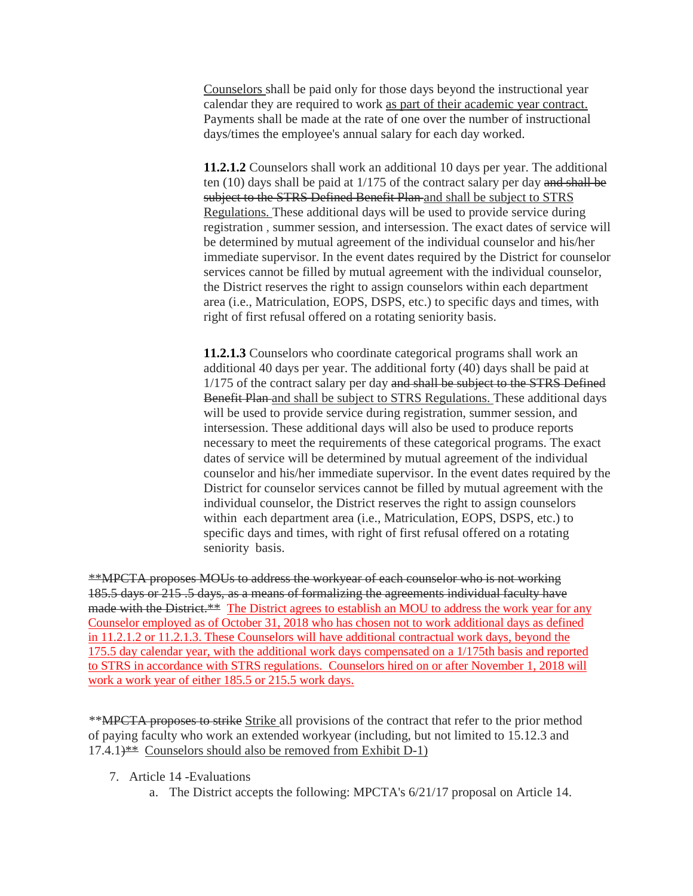Counselors shall be paid only for those days beyond the instructional year calendar they are required to work as part of their academic year contract. Payments shall be made at the rate of one over the number of instructional days/times the employee's annual salary for each day worked.

**11.2.1.2** Counselors shall work an additional 10 days per year. The additional ten (10) days shall be paid at 1/175 of the contract salary per day ~~and shall be subject to the STRS Defined Benefit Plan~~ and shall be subject to STRS Regulations. These additional days will be used to provide service during registration , summer session, and intersession. The exact dates of service will be determined by mutual agreement of the individual counselor and his/her immediate supervisor. In the event dates required by the District for counselor services cannot be filled by mutual agreement with the individual counselor, the District reserves the right to assign counselors within each department area (i.e., Matriculation, EOPS, DSPS, etc.) to specific days and times, with right of first refusal offered on a rotating seniority basis.

**11.2.1.3** Counselors who coordinate categorical programs shall work an additional 40 days per year. The additional forty (40) days shall be paid at 1/175 of the contract salary per day ~~and shall be subject to the STRS Defined Benefit Plan~~ and shall be subject to STRS Regulations. These additional days will be used to provide service during registration, summer session, and intersession. These additional days will also be used to produce reports necessary to meet the requirements of these categorical programs. The exact dates of service will be determined by mutual agreement of the individual counselor and his/her immediate supervisor. In the event dates required by the District for counselor services cannot be filled by mutual agreement with the individual counselor, the District reserves the right to assign counselors within each department area (i.e., Matriculation, EOPS, DSPS, etc.) to specific days and times, with right of first refusal offered on a rotating seniority basis.

~~**MPCTA proposes MOUs to address the workyear of each counselor who is not working 185.5 days or 215 .5 days, as a means of formalizing the agreements individual faculty have made with the District.**~~ The District agrees to establish an MOU to address the work year for any Counselor employed as of October 31, 2018 who has chosen not to work additional days as defined in 11.2.1.2 or 11.2.1.3. These Counselors will have additional contractual work days, beyond the 175.5 day calendar year, with the additional work days compensated on a 1/175th basis and reported to STRS in accordance with STRS regulations. Counselors hired on or after November 1, 2018 will work a work year of either 185.5 or 215.5 work days.

**~~MPCTA proposes to strike~~ Strike all provisions of the contract that refer to the prior method of paying faculty who work an extended workyear (including, but not limited to 15.12.3 and 17.4.1~~)**~~ Counselors should also be removed from Exhibit D-1)

7. Article 14 -Evaluations
   a. The District accepts the following: MPCTA's 6/21/17 proposal on Article 14.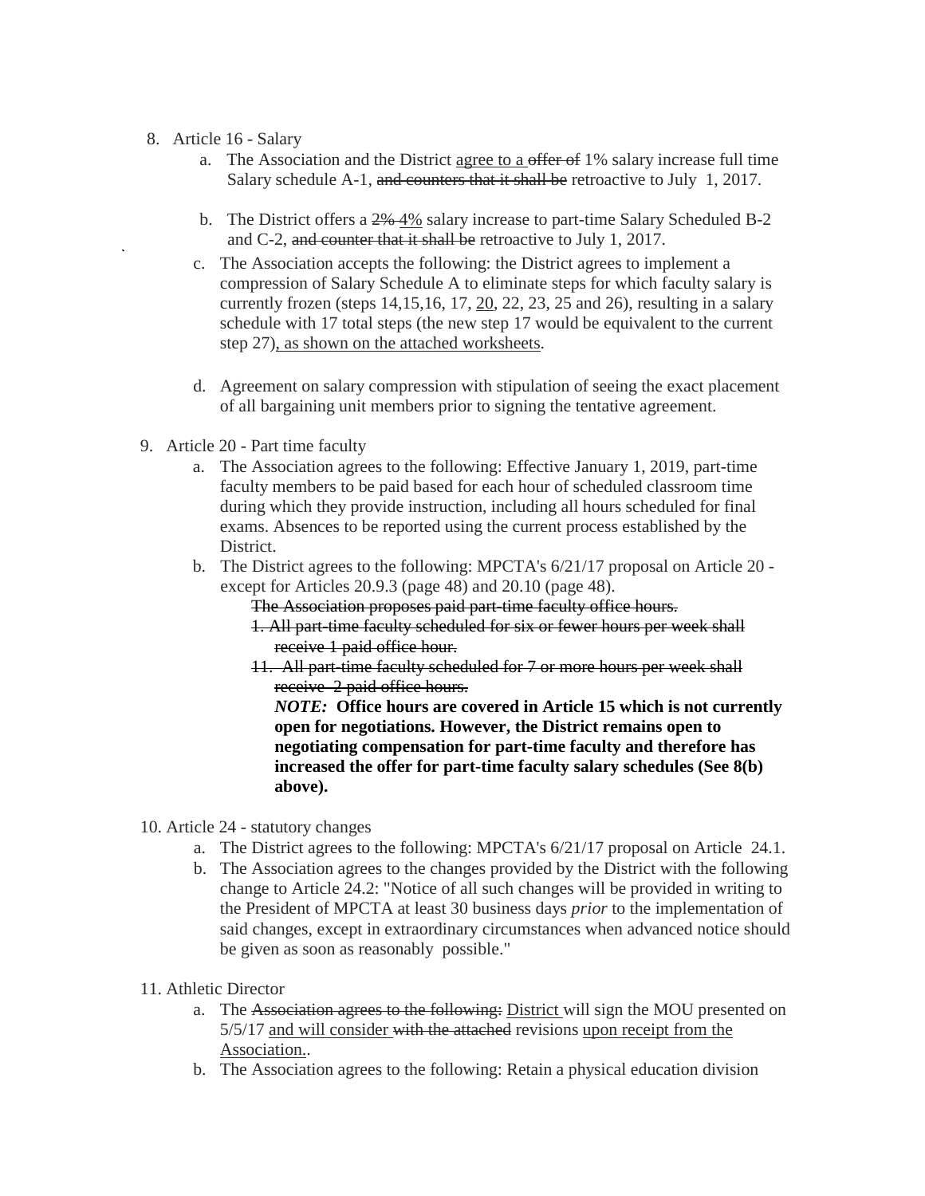8. Article 16 - Salary
    a. The Association and the District <u>agree to a</u> ~~offer of~~ 1% salary increase full time Salary schedule A-1, ~~and counters that it shall be~~ retroactive to July 1, 2017.

    b. The District offers a ~~2%~~ <u>4%</u> salary increase to part-time Salary Scheduled B-2 and C-2, ~~and counter that it shall be~~ retroactive to July 1, 2017.

    c. The Association accepts the following: the District agrees to implement a compression of Salary Schedule A to eliminate steps for which faculty salary is currently frozen (steps 14,15,16, 17, <u>20</u>, 22, 23, 25 and 26), resulting in a salary schedule with 17 total steps (the new step 17 would be equivalent to the current step 27)<u>, as shown on the attached worksheets</u>.

    d. Agreement on salary compression with stipulation of seeing the exact placement of all bargaining unit members prior to signing the tentative agreement.

9. Article 20 - Part time faculty
    a. The Association agrees to the following: Effective January 1, 2019, part-time faculty members to be paid based for each hour of scheduled classroom time during which they provide instruction, including all hours scheduled for final exams. Absences to be reported using the current process established by the District.
    b. The District agrees to the following: MPCTA's 6/21/17 proposal on Article 20 - except for Articles 20.9.3 (page 48) and 20.10 (page 48).

        ~~The Association proposes paid part-time faculty office hours.~~

        ~~1. All part-time faculty scheduled for six or fewer hours per week shall receive 1 paid office hour.~~

        ~~11. All part-time faculty scheduled for 7 or more hours per week shall receive 2 paid office hours.~~

        ***NOTE:*** **Office hours are covered in Article 15 which is not currently open for negotiations. However, the District remains open to negotiating compensation for part-time faculty and therefore has increased the offer for part-time faculty salary schedules (See 8(b) above).**

10. Article 24 - statutory changes
    a. The District agrees to the following: MPCTA's 6/21/17 proposal on Article 24.1.
    b. The Association agrees to the changes provided by the District with the following change to Article 24.2: "Notice of all such changes will be provided in writing to the President of MPCTA at least 30 business days *prior* to the implementation of said changes, except in extraordinary circumstances when advanced notice should be given as soon as reasonably possible."

11. Athletic Director
    a. The ~~Association agrees to the following:~~ <u>District</u> will sign the MOU presented on 5/5/17 <u>and will consider</u> ~~with the attached~~ revisions <u>upon receipt from the Association.</u>.
    b. The Association agrees to the following: Retain a physical education division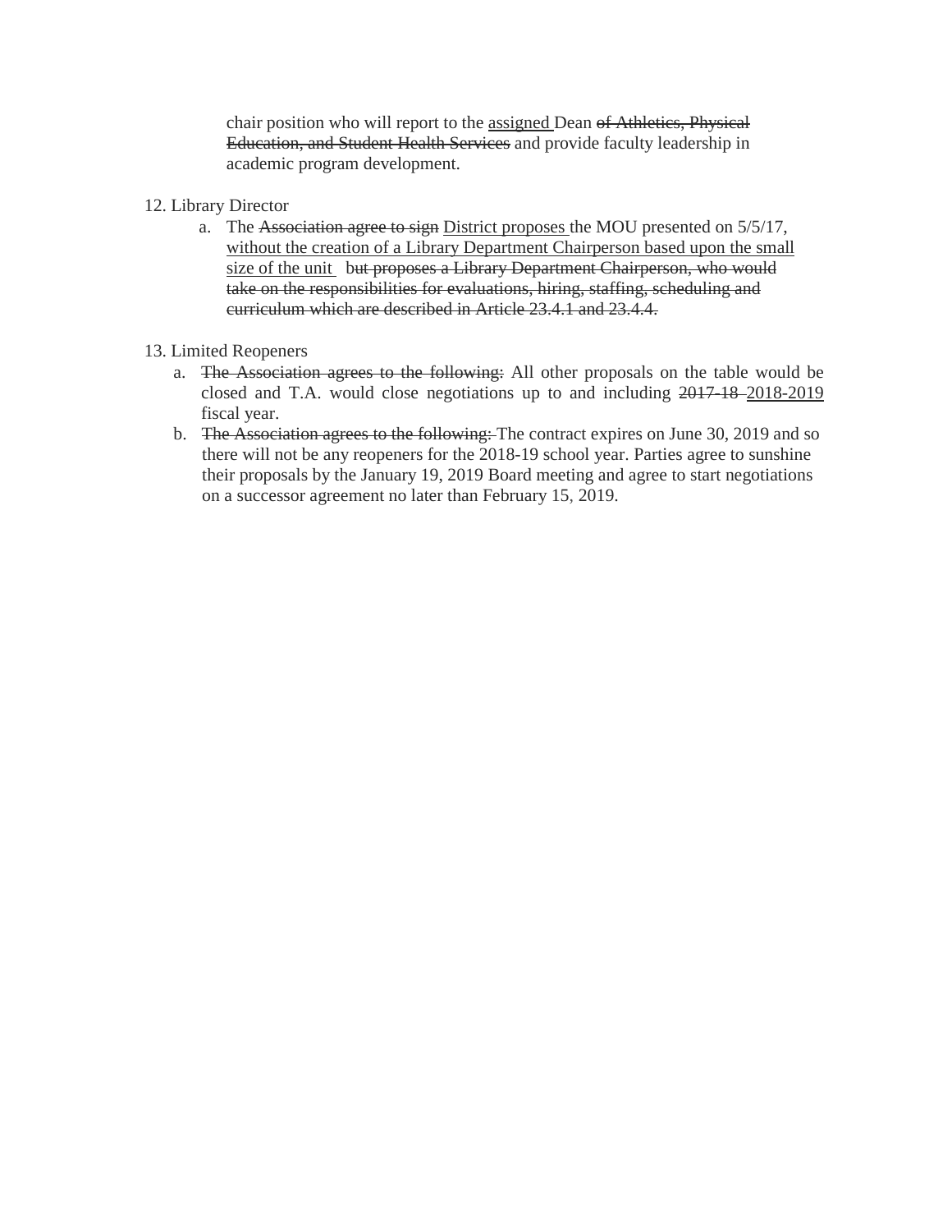chair position who will report to the <u>assigned</u> Dean ~~of Athletics, Physical Education, and Student Health Services~~ and provide faculty leadership in academic program development.

12. Library Director
    a. The ~~Association agree to sign~~ <u>District proposes</u> the MOU presented on 5/5/17, <u>without the creation of a Library Department Chairperson based upon the small size of the unit</u> b~~ut proposes a Library Department Chairperson, who would take on the responsibilities for evaluations, hiring, staffing, scheduling and curriculum which are described in Article 23.4.1 and 23.4.4.~~

13. Limited Reopeners
    a. ~~The Association agrees to the following:~~ All other proposals on the table would be closed and T.A. would close negotiations up to and including ~~2017-18~~ <u>2018-2019</u> fiscal year.
    b. ~~The Association agrees to the following:~~ The contract expires on June 30, 2019 and so there will not be any reopeners for the 2018-19 school year. Parties agree to sunshine their proposals by the January 19, 2019 Board meeting and agree to start negotiations on a successor agreement no later than February 15, 2019.